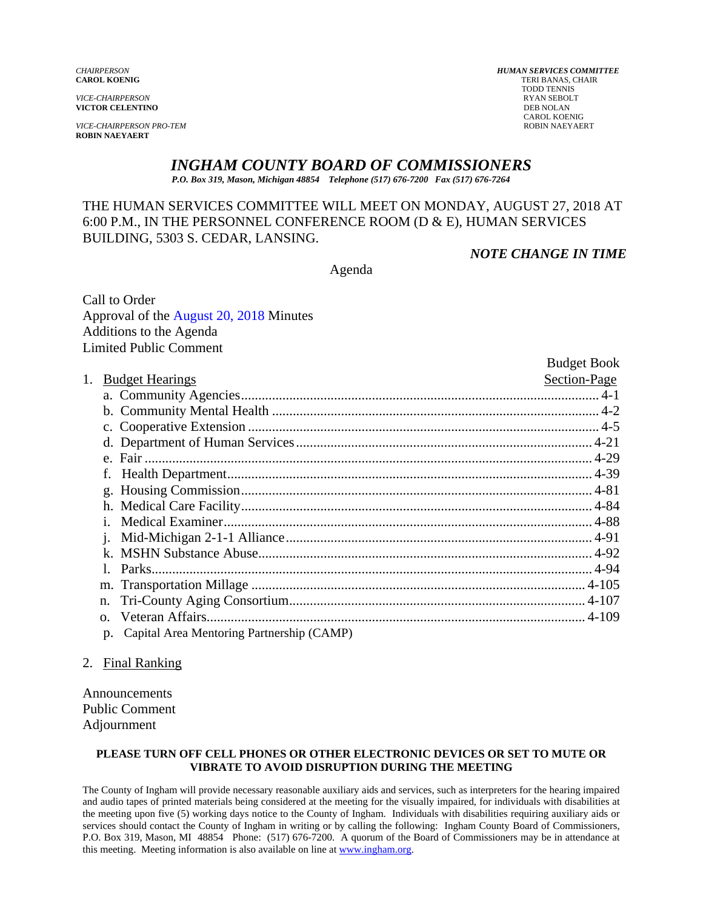*CHAIRPERSON*
**CAROL KOENIG**

*VICE-CHAIRPERSON*
**VICTOR CELENTINO**

*VICE-CHAIRPERSON PRO-TEM*
**ROBIN NAEYAERT**

*HUMAN SERVICES COMMITTEE*
TERI BANAS, CHAIR
TODD TENNIS
RYAN SEBOLT
DEB NOLAN
CAROL KOENIG
ROBIN NAEYAERT

# *INGHAM COUNTY BOARD OF COMMISSIONERS*

***P.O. Box 319, Mason, Michigan 48854 Telephone (517) 676-7200 Fax (517) 676-7264***

THE HUMAN SERVICES COMMITTEE WILL MEET ON MONDAY, AUGUST 27, 2018 AT 6:00 P.M., IN THE PERSONNEL CONFERENCE ROOM (D & E), HUMAN SERVICES BUILDING, 5303 S. CEDAR, LANSING.

***NOTE CHANGE IN TIME***

Agenda

Call to Order
Approval of the August 20, 2018 Minutes
Additions to the Agenda
Limited Public Comment

| 1. Budget Hearings | Budget Book Section-Page |
|---|---|
| a. Community Agencies | 4-1 |
| b. Community Mental Health | 4-2 |
| c. Cooperative Extension | 4-5 |
| d. Department of Human Services | 4-21 |
| e. Fair | 4-29 |
| f. Health Department | 4-39 |
| g. Housing Commission | 4-81 |
| h. Medical Care Facility | 4-84 |
| i. Medical Examiner | 4-88 |
| j. Mid-Michigan 2-1-1 Alliance | 4-91 |
| k. MSHN Substance Abuse | 4-92 |
| l. Parks | 4-94 |
| m. Transportation Millage | 4-105 |
| n. Tri-County Aging Consortium | 4-107 |
| o. Veteran Affairs | 4-109 |
| p. Capital Area Mentoring Partnership (CAMP) | |

2. Final Ranking

Announcements
Public Comment
Adjournment

**PLEASE TURN OFF CELL PHONES OR OTHER ELECTRONIC DEVICES OR SET TO MUTE OR VIBRATE TO AVOID DISRUPTION DURING THE MEETING**

The County of Ingham will provide necessary reasonable auxiliary aids and services, such as interpreters for the hearing impaired and audio tapes of printed materials being considered at the meeting for the visually impaired, for individuals with disabilities at the meeting upon five (5) working days notice to the County of Ingham. Individuals with disabilities requiring auxiliary aids or services should contact the County of Ingham in writing or by calling the following: Ingham County Board of Commissioners, P.O. Box 319, Mason, MI 48854 Phone: (517) 676-7200. A quorum of the Board of Commissioners may be in attendance at this meeting. Meeting information is also available on line at www.ingham.org.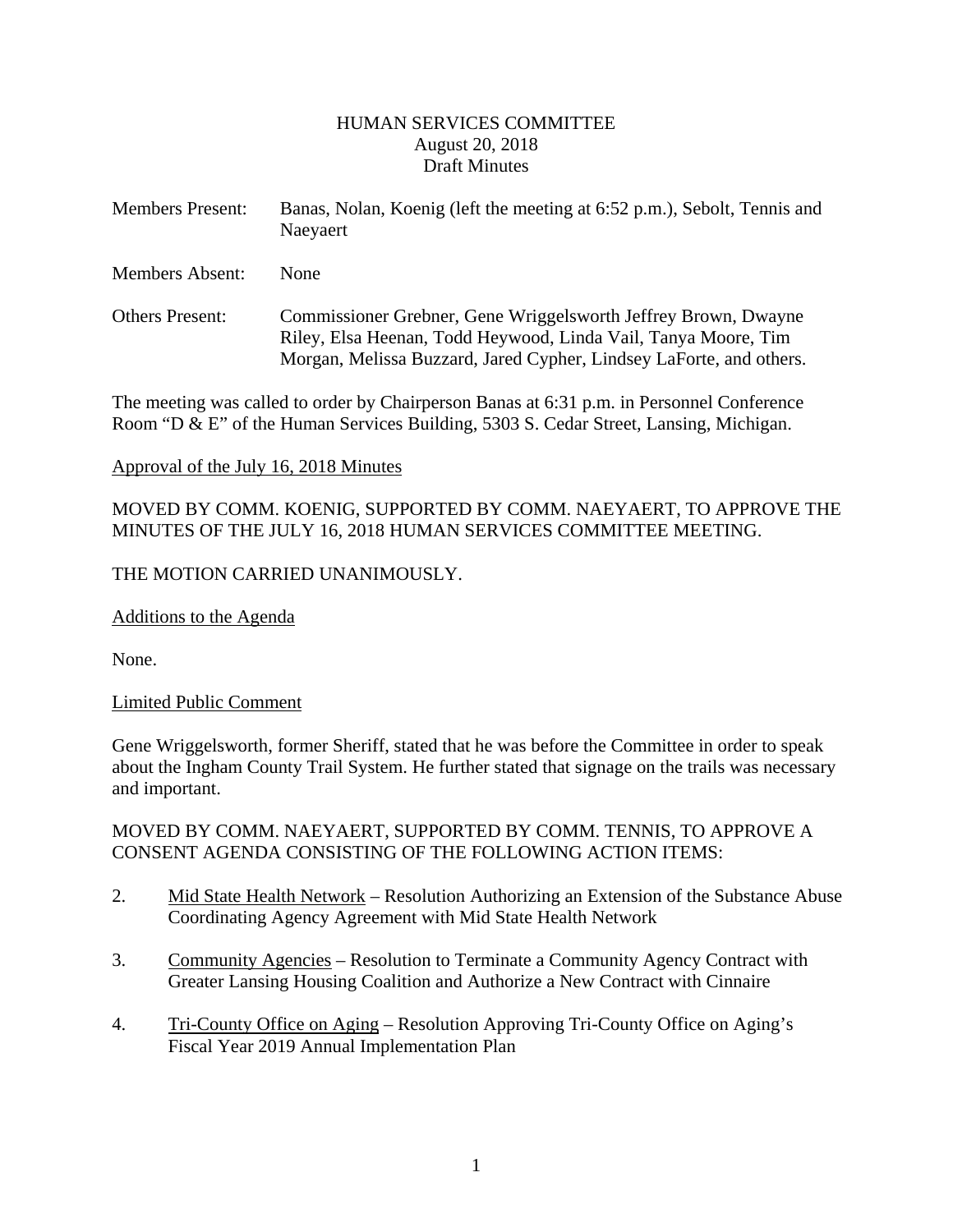# HUMAN SERVICES COMMITTEE
August 20, 2018
Draft Minutes

Members Present: Banas, Nolan, Koenig (left the meeting at 6:52 p.m.), Sebolt, Tennis and Naeyaert

Members Absent: None

Others Present: Commissioner Grebner, Gene Wriggelsworth Jeffrey Brown, Dwayne Riley, Elsa Heenan, Todd Heywood, Linda Vail, Tanya Moore, Tim Morgan, Melissa Buzzard, Jared Cypher, Lindsey LaForte, and others.

The meeting was called to order by Chairperson Banas at 6:31 p.m. in Personnel Conference Room "D & E" of the Human Services Building, 5303 S. Cedar Street, Lansing, Michigan.

Approval of the July 16, 2018 Minutes

MOVED BY COMM. KOENIG, SUPPORTED BY COMM. NAEYAERT, TO APPROVE THE MINUTES OF THE JULY 16, 2018 HUMAN SERVICES COMMITTEE MEETING.

THE MOTION CARRIED UNANIMOUSLY.

Additions to the Agenda

None.

Limited Public Comment

Gene Wriggelsworth, former Sheriff, stated that he was before the Committee in order to speak about the Ingham County Trail System. He further stated that signage on the trails was necessary and important.

MOVED BY COMM. NAEYAERT, SUPPORTED BY COMM. TENNIS, TO APPROVE A CONSENT AGENDA CONSISTING OF THE FOLLOWING ACTION ITEMS:

2. Mid State Health Network – Resolution Authorizing an Extension of the Substance Abuse Coordinating Agency Agreement with Mid State Health Network

3. Community Agencies – Resolution to Terminate a Community Agency Contract with Greater Lansing Housing Coalition and Authorize a New Contract with Cinnaire

4. Tri-County Office on Aging – Resolution Approving Tri-County Office on Aging's Fiscal Year 2019 Annual Implementation Plan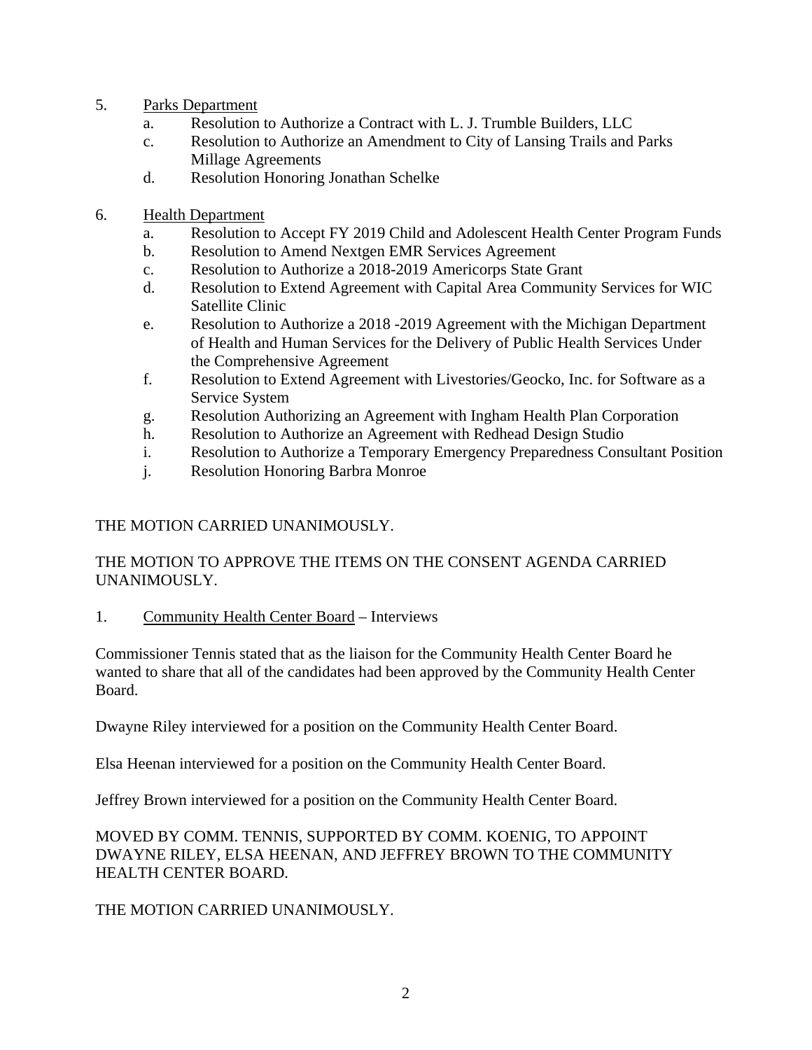5. <u>Parks Department</u>
   a. Resolution to Authorize a Contract with L. J. Trumble Builders, LLC
   c. Resolution to Authorize an Amendment to City of Lansing Trails and Parks Millage Agreements
   d. Resolution Honoring Jonathan Schelke

6. <u>Health Department</u>
   a. Resolution to Accept FY 2019 Child and Adolescent Health Center Program Funds
   b. Resolution to Amend Nextgen EMR Services Agreement
   c. Resolution to Authorize a 2018-2019 Americorps State Grant
   d. Resolution to Extend Agreement with Capital Area Community Services for WIC Satellite Clinic
   e. Resolution to Authorize a 2018 -2019 Agreement with the Michigan Department of Health and Human Services for the Delivery of Public Health Services Under the Comprehensive Agreement
   f. Resolution to Extend Agreement with Livestories/Geocko, Inc. for Software as a Service System
   g. Resolution Authorizing an Agreement with Ingham Health Plan Corporation
   h. Resolution to Authorize an Agreement with Redhead Design Studio
   i. Resolution to Authorize a Temporary Emergency Preparedness Consultant Position
   j. Resolution Honoring Barbra Monroe

THE MOTION CARRIED UNANIMOUSLY.

THE MOTION TO APPROVE THE ITEMS ON THE CONSENT AGENDA CARRIED UNANIMOUSLY.

1. <u>Community Health Center Board</u> – Interviews

Commissioner Tennis stated that as the liaison for the Community Health Center Board he wanted to share that all of the candidates had been approved by the Community Health Center Board.

Dwayne Riley interviewed for a position on the Community Health Center Board.

Elsa Heenan interviewed for a position on the Community Health Center Board.

Jeffrey Brown interviewed for a position on the Community Health Center Board.

MOVED BY COMM. TENNIS, SUPPORTED BY COMM. KOENIG, TO APPOINT DWAYNE RILEY, ELSA HEENAN, AND JEFFREY BROWN TO THE COMMUNITY HEALTH CENTER BOARD.

THE MOTION CARRIED UNANIMOUSLY.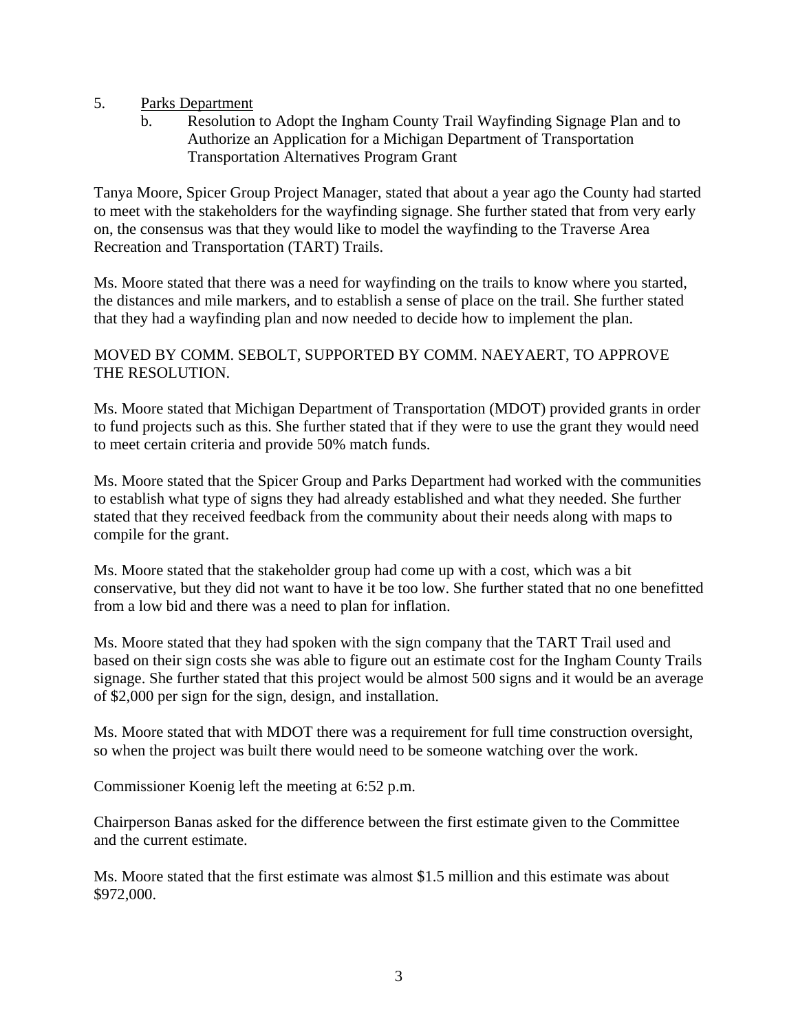5. <u>Parks Department</u>
   b. Resolution to Adopt the Ingham County Trail Wayfinding Signage Plan and to Authorize an Application for a Michigan Department of Transportation Transportation Alternatives Program Grant

Tanya Moore, Spicer Group Project Manager, stated that about a year ago the County had started to meet with the stakeholders for the wayfinding signage. She further stated that from very early on, the consensus was that they would like to model the wayfinding to the Traverse Area Recreation and Transportation (TART) Trails.

Ms. Moore stated that there was a need for wayfinding on the trails to know where you started, the distances and mile markers, and to establish a sense of place on the trail. She further stated that they had a wayfinding plan and now needed to decide how to implement the plan.

MOVED BY COMM. SEBOLT, SUPPORTED BY COMM. NAEYAERT, TO APPROVE THE RESOLUTION.

Ms. Moore stated that Michigan Department of Transportation (MDOT) provided grants in order to fund projects such as this. She further stated that if they were to use the grant they would need to meet certain criteria and provide 50% match funds.

Ms. Moore stated that the Spicer Group and Parks Department had worked with the communities to establish what type of signs they had already established and what they needed. She further stated that they received feedback from the community about their needs along with maps to compile for the grant.

Ms. Moore stated that the stakeholder group had come up with a cost, which was a bit conservative, but they did not want to have it be too low. She further stated that no one benefitted from a low bid and there was a need to plan for inflation.

Ms. Moore stated that they had spoken with the sign company that the TART Trail used and based on their sign costs she was able to figure out an estimate cost for the Ingham County Trails signage. She further stated that this project would be almost 500 signs and it would be an average of $2,000 per sign for the sign, design, and installation.

Ms. Moore stated that with MDOT there was a requirement for full time construction oversight, so when the project was built there would need to be someone watching over the work.

Commissioner Koenig left the meeting at 6:52 p.m.

Chairperson Banas asked for the difference between the first estimate given to the Committee and the current estimate.

Ms. Moore stated that the first estimate was almost $1.5 million and this estimate was about $972,000.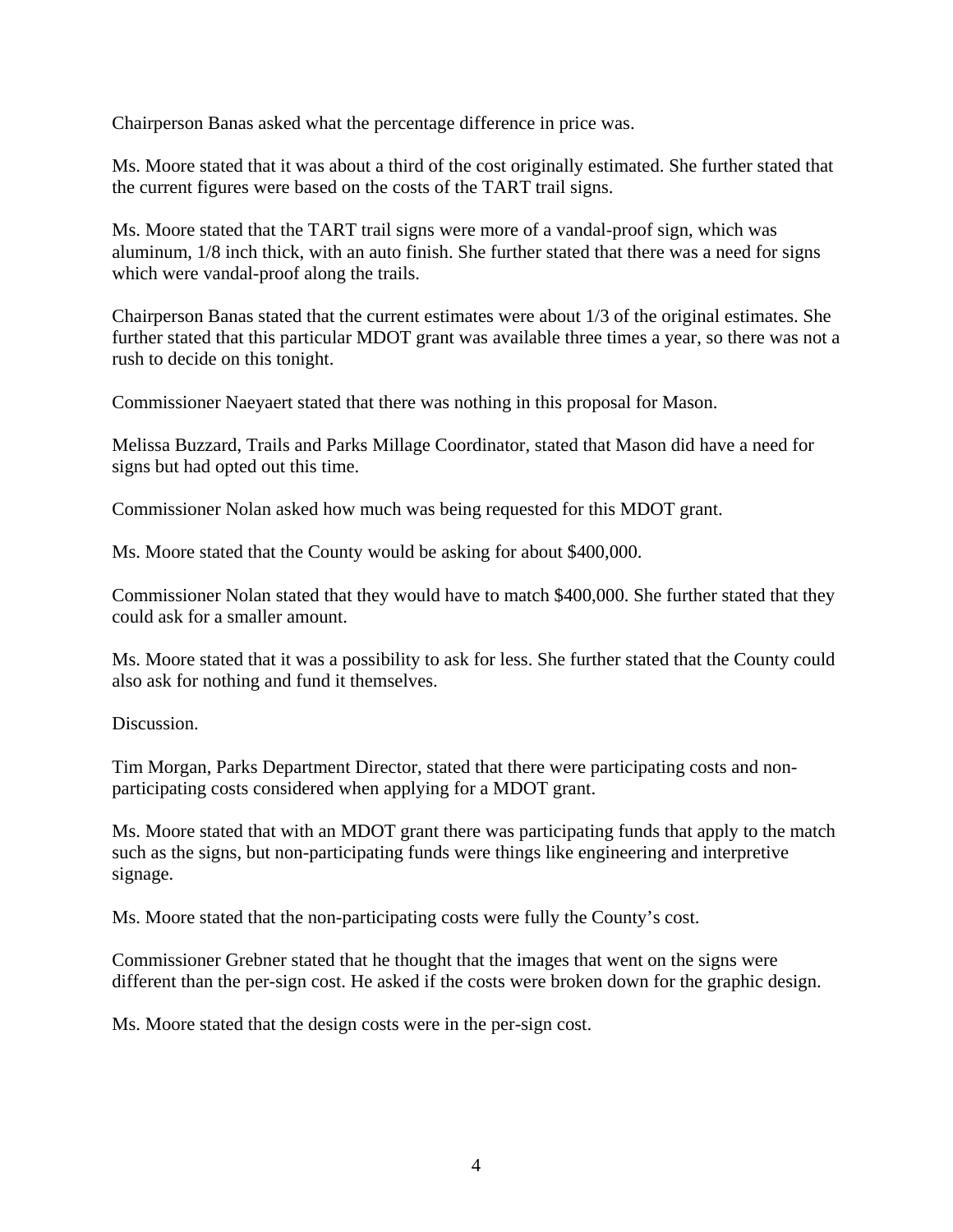Chairperson Banas asked what the percentage difference in price was.

Ms. Moore stated that it was about a third of the cost originally estimated. She further stated that the current figures were based on the costs of the TART trail signs.

Ms. Moore stated that the TART trail signs were more of a vandal-proof sign, which was aluminum, 1/8 inch thick, with an auto finish. She further stated that there was a need for signs which were vandal-proof along the trails.

Chairperson Banas stated that the current estimates were about 1/3 of the original estimates. She further stated that this particular MDOT grant was available three times a year, so there was not a rush to decide on this tonight.

Commissioner Naeyaert stated that there was nothing in this proposal for Mason.

Melissa Buzzard, Trails and Parks Millage Coordinator, stated that Mason did have a need for signs but had opted out this time.

Commissioner Nolan asked how much was being requested for this MDOT grant.

Ms. Moore stated that the County would be asking for about $400,000.

Commissioner Nolan stated that they would have to match $400,000. She further stated that they could ask for a smaller amount.

Ms. Moore stated that it was a possibility to ask for less. She further stated that the County could also ask for nothing and fund it themselves.

Discussion.

Tim Morgan, Parks Department Director, stated that there were participating costs and non-participating costs considered when applying for a MDOT grant.

Ms. Moore stated that with an MDOT grant there was participating funds that apply to the match such as the signs, but non-participating funds were things like engineering and interpretive signage.

Ms. Moore stated that the non-participating costs were fully the County's cost.

Commissioner Grebner stated that he thought that the images that went on the signs were different than the per-sign cost. He asked if the costs were broken down for the graphic design.

Ms. Moore stated that the design costs were in the per-sign cost.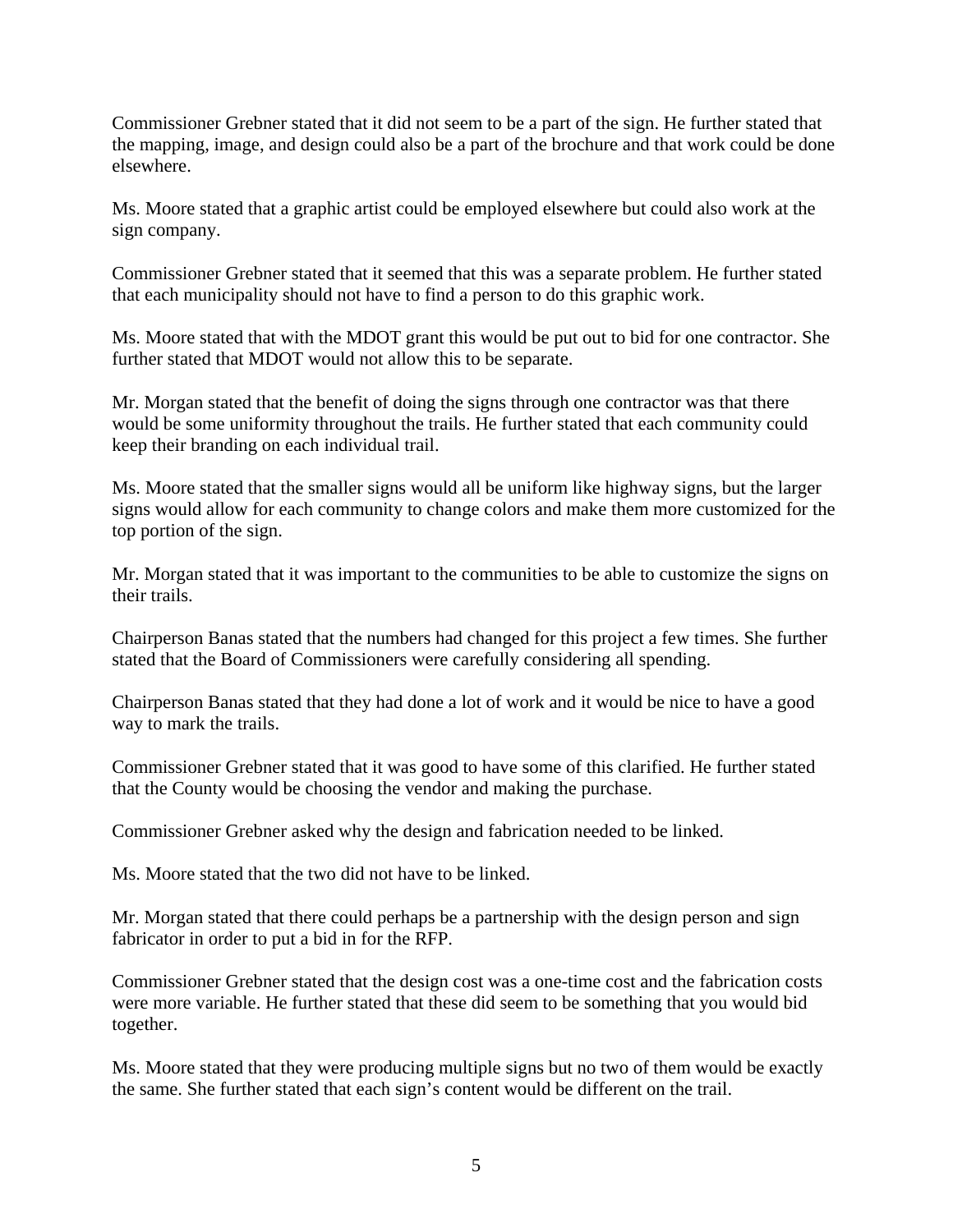Commissioner Grebner stated that it did not seem to be a part of the sign. He further stated that the mapping, image, and design could also be a part of the brochure and that work could be done elsewhere.

Ms. Moore stated that a graphic artist could be employed elsewhere but could also work at the sign company.

Commissioner Grebner stated that it seemed that this was a separate problem. He further stated that each municipality should not have to find a person to do this graphic work.

Ms. Moore stated that with the MDOT grant this would be put out to bid for one contractor. She further stated that MDOT would not allow this to be separate.

Mr. Morgan stated that the benefit of doing the signs through one contractor was that there would be some uniformity throughout the trails. He further stated that each community could keep their branding on each individual trail.

Ms. Moore stated that the smaller signs would all be uniform like highway signs, but the larger signs would allow for each community to change colors and make them more customized for the top portion of the sign.

Mr. Morgan stated that it was important to the communities to be able to customize the signs on their trails.

Chairperson Banas stated that the numbers had changed for this project a few times. She further stated that the Board of Commissioners were carefully considering all spending.

Chairperson Banas stated that they had done a lot of work and it would be nice to have a good way to mark the trails.

Commissioner Grebner stated that it was good to have some of this clarified. He further stated that the County would be choosing the vendor and making the purchase.

Commissioner Grebner asked why the design and fabrication needed to be linked.

Ms. Moore stated that the two did not have to be linked.

Mr. Morgan stated that there could perhaps be a partnership with the design person and sign fabricator in order to put a bid in for the RFP.

Commissioner Grebner stated that the design cost was a one-time cost and the fabrication costs were more variable. He further stated that these did seem to be something that you would bid together.

Ms. Moore stated that they were producing multiple signs but no two of them would be exactly the same. She further stated that each sign's content would be different on the trail.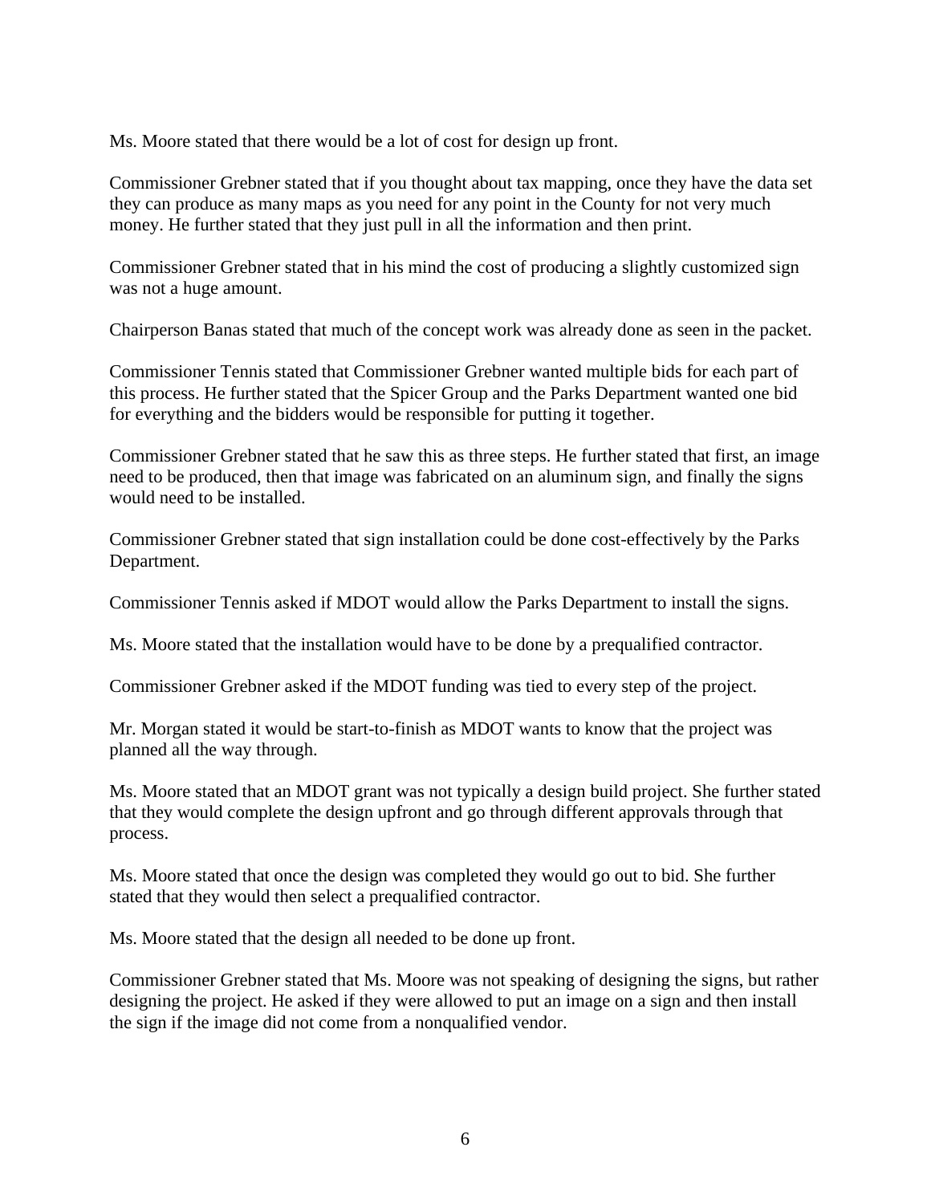Ms. Moore stated that there would be a lot of cost for design up front.

Commissioner Grebner stated that if you thought about tax mapping, once they have the data set they can produce as many maps as you need for any point in the County for not very much money. He further stated that they just pull in all the information and then print.

Commissioner Grebner stated that in his mind the cost of producing a slightly customized sign was not a huge amount.

Chairperson Banas stated that much of the concept work was already done as seen in the packet.

Commissioner Tennis stated that Commissioner Grebner wanted multiple bids for each part of this process. He further stated that the Spicer Group and the Parks Department wanted one bid for everything and the bidders would be responsible for putting it together.

Commissioner Grebner stated that he saw this as three steps. He further stated that first, an image need to be produced, then that image was fabricated on an aluminum sign, and finally the signs would need to be installed.

Commissioner Grebner stated that sign installation could be done cost-effectively by the Parks Department.

Commissioner Tennis asked if MDOT would allow the Parks Department to install the signs.

Ms. Moore stated that the installation would have to be done by a prequalified contractor.

Commissioner Grebner asked if the MDOT funding was tied to every step of the project.

Mr. Morgan stated it would be start-to-finish as MDOT wants to know that the project was planned all the way through.

Ms. Moore stated that an MDOT grant was not typically a design build project. She further stated that they would complete the design upfront and go through different approvals through that process.

Ms. Moore stated that once the design was completed they would go out to bid. She further stated that they would then select a prequalified contractor.

Ms. Moore stated that the design all needed to be done up front.

Commissioner Grebner stated that Ms. Moore was not speaking of designing the signs, but rather designing the project. He asked if they were allowed to put an image on a sign and then install the sign if the image did not come from a nonqualified vendor.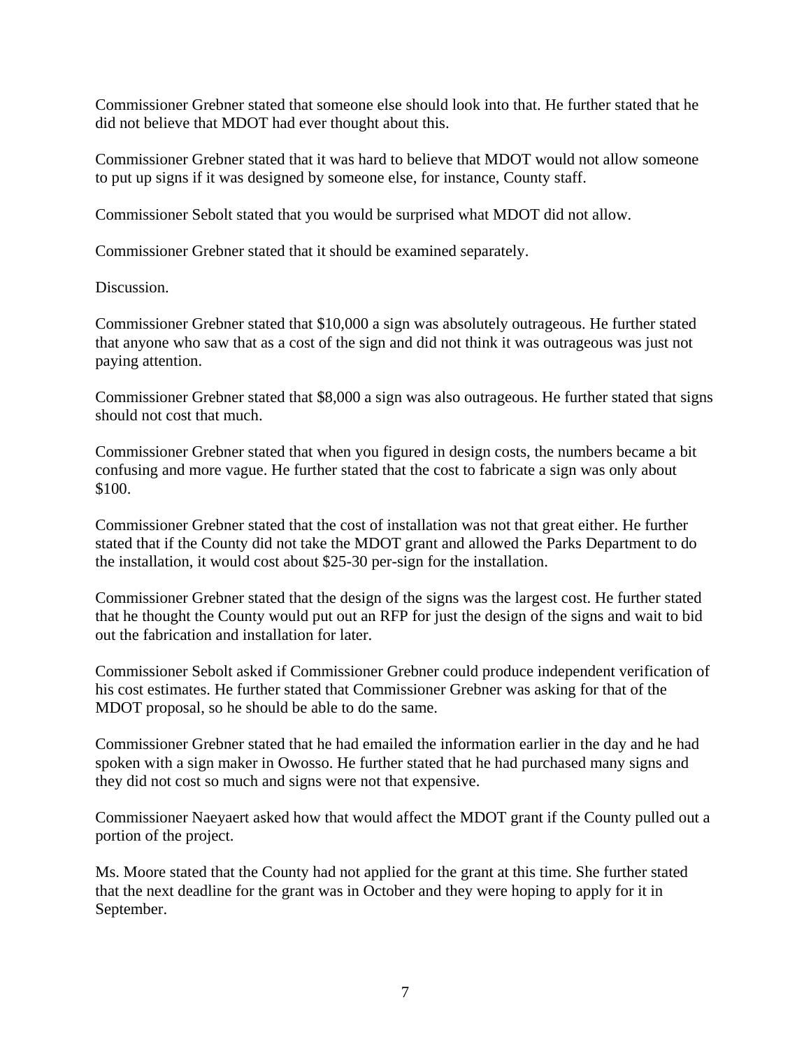Commissioner Grebner stated that someone else should look into that. He further stated that he did not believe that MDOT had ever thought about this.

Commissioner Grebner stated that it was hard to believe that MDOT would not allow someone to put up signs if it was designed by someone else, for instance, County staff.

Commissioner Sebolt stated that you would be surprised what MDOT did not allow.

Commissioner Grebner stated that it should be examined separately.

Discussion.

Commissioner Grebner stated that $10,000 a sign was absolutely outrageous. He further stated that anyone who saw that as a cost of the sign and did not think it was outrageous was just not paying attention.

Commissioner Grebner stated that $8,000 a sign was also outrageous. He further stated that signs should not cost that much.

Commissioner Grebner stated that when you figured in design costs, the numbers became a bit confusing and more vague. He further stated that the cost to fabricate a sign was only about $100.

Commissioner Grebner stated that the cost of installation was not that great either. He further stated that if the County did not take the MDOT grant and allowed the Parks Department to do the installation, it would cost about $25-30 per-sign for the installation.

Commissioner Grebner stated that the design of the signs was the largest cost. He further stated that he thought the County would put out an RFP for just the design of the signs and wait to bid out the fabrication and installation for later.

Commissioner Sebolt asked if Commissioner Grebner could produce independent verification of his cost estimates. He further stated that Commissioner Grebner was asking for that of the MDOT proposal, so he should be able to do the same.

Commissioner Grebner stated that he had emailed the information earlier in the day and he had spoken with a sign maker in Owosso. He further stated that he had purchased many signs and they did not cost so much and signs were not that expensive.

Commissioner Naeyaert asked how that would affect the MDOT grant if the County pulled out a portion of the project.

Ms. Moore stated that the County had not applied for the grant at this time. She further stated that the next deadline for the grant was in October and they were hoping to apply for it in September.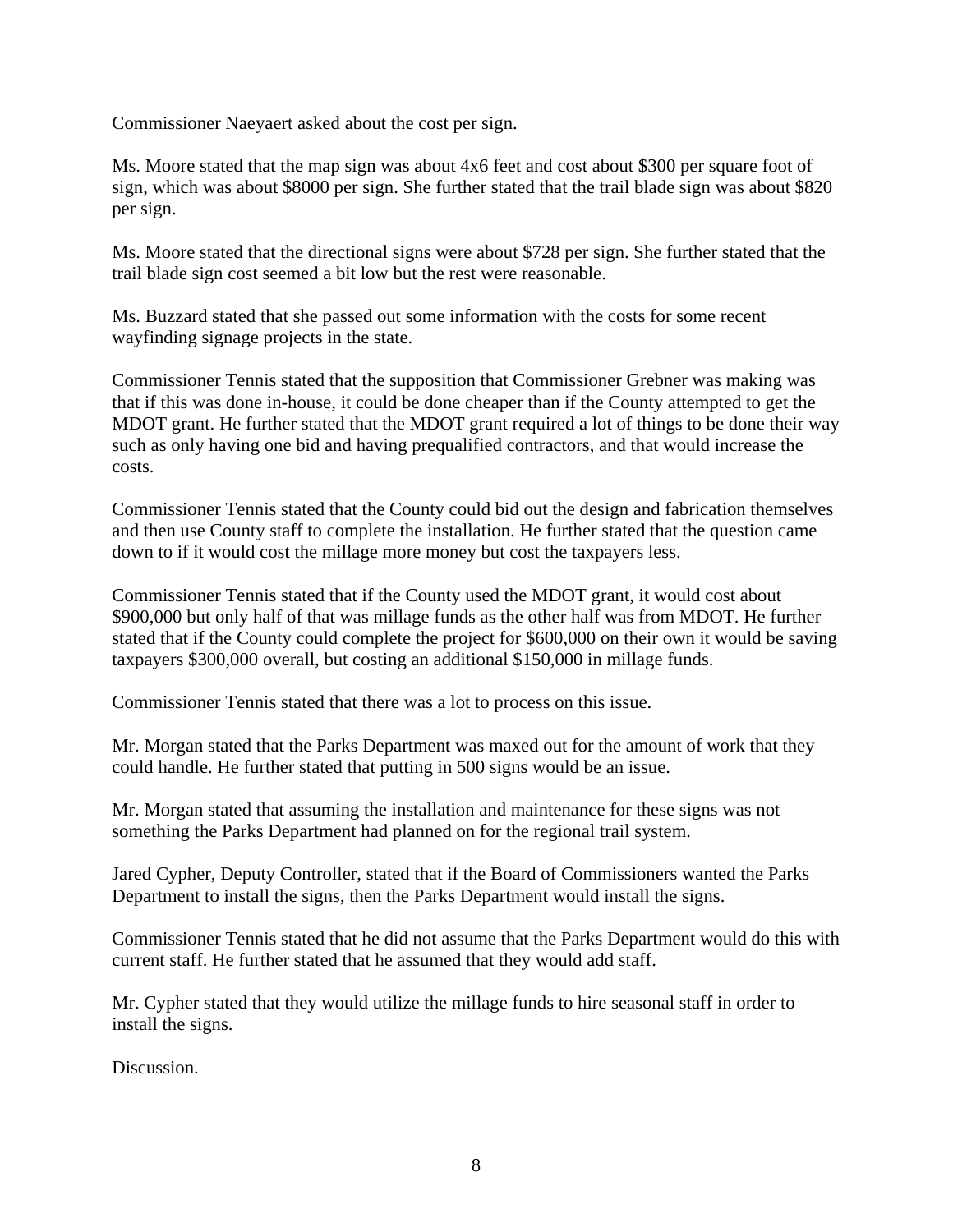Commissioner Naeyaert asked about the cost per sign.

Ms. Moore stated that the map sign was about 4x6 feet and cost about $300 per square foot of sign, which was about $8000 per sign. She further stated that the trail blade sign was about $820 per sign.

Ms. Moore stated that the directional signs were about $728 per sign. She further stated that the trail blade sign cost seemed a bit low but the rest were reasonable.

Ms. Buzzard stated that she passed out some information with the costs for some recent wayfinding signage projects in the state.

Commissioner Tennis stated that the supposition that Commissioner Grebner was making was that if this was done in-house, it could be done cheaper than if the County attempted to get the MDOT grant. He further stated that the MDOT grant required a lot of things to be done their way such as only having one bid and having prequalified contractors, and that would increase the costs.

Commissioner Tennis stated that the County could bid out the design and fabrication themselves and then use County staff to complete the installation. He further stated that the question came down to if it would cost the millage more money but cost the taxpayers less.

Commissioner Tennis stated that if the County used the MDOT grant, it would cost about $900,000 but only half of that was millage funds as the other half was from MDOT. He further stated that if the County could complete the project for $600,000 on their own it would be saving taxpayers $300,000 overall, but costing an additional $150,000 in millage funds.

Commissioner Tennis stated that there was a lot to process on this issue.

Mr. Morgan stated that the Parks Department was maxed out for the amount of work that they could handle. He further stated that putting in 500 signs would be an issue.

Mr. Morgan stated that assuming the installation and maintenance for these signs was not something the Parks Department had planned on for the regional trail system.

Jared Cypher, Deputy Controller, stated that if the Board of Commissioners wanted the Parks Department to install the signs, then the Parks Department would install the signs.

Commissioner Tennis stated that he did not assume that the Parks Department would do this with current staff. He further stated that he assumed that they would add staff.

Mr. Cypher stated that they would utilize the millage funds to hire seasonal staff in order to install the signs.

Discussion.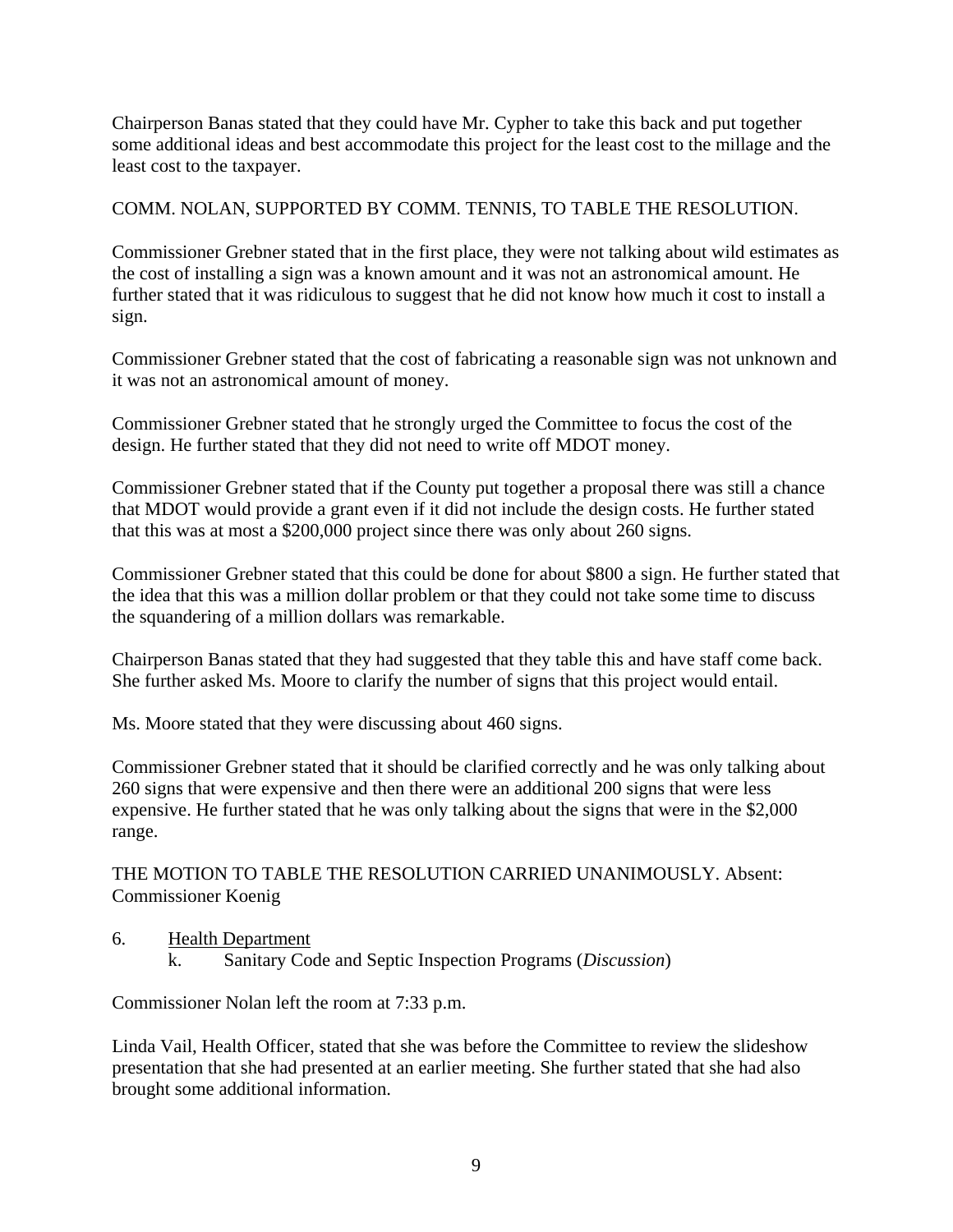Chairperson Banas stated that they could have Mr. Cypher to take this back and put together some additional ideas and best accommodate this project for the least cost to the millage and the least cost to the taxpayer.

COMM. NOLAN, SUPPORTED BY COMM. TENNIS, TO TABLE THE RESOLUTION.

Commissioner Grebner stated that in the first place, they were not talking about wild estimates as the cost of installing a sign was a known amount and it was not an astronomical amount. He further stated that it was ridiculous to suggest that he did not know how much it cost to install a sign.

Commissioner Grebner stated that the cost of fabricating a reasonable sign was not unknown and it was not an astronomical amount of money.

Commissioner Grebner stated that he strongly urged the Committee to focus the cost of the design. He further stated that they did not need to write off MDOT money.

Commissioner Grebner stated that if the County put together a proposal there was still a chance that MDOT would provide a grant even if it did not include the design costs. He further stated that this was at most a $200,000 project since there was only about 260 signs.

Commissioner Grebner stated that this could be done for about $800 a sign. He further stated that the idea that this was a million dollar problem or that they could not take some time to discuss the squandering of a million dollars was remarkable.

Chairperson Banas stated that they had suggested that they table this and have staff come back. She further asked Ms. Moore to clarify the number of signs that this project would entail.

Ms. Moore stated that they were discussing about 460 signs.

Commissioner Grebner stated that it should be clarified correctly and he was only talking about 260 signs that were expensive and then there were an additional 200 signs that were less expensive. He further stated that he was only talking about the signs that were in the $2,000 range.

THE MOTION TO TABLE THE RESOLUTION CARRIED UNANIMOUSLY. Absent: Commissioner Koenig

6. Health Department
   k. Sanitary Code and Septic Inspection Programs (*Discussion*)

Commissioner Nolan left the room at 7:33 p.m.

Linda Vail, Health Officer, stated that she was before the Committee to review the slideshow presentation that she had presented at an earlier meeting. She further stated that she had also brought some additional information.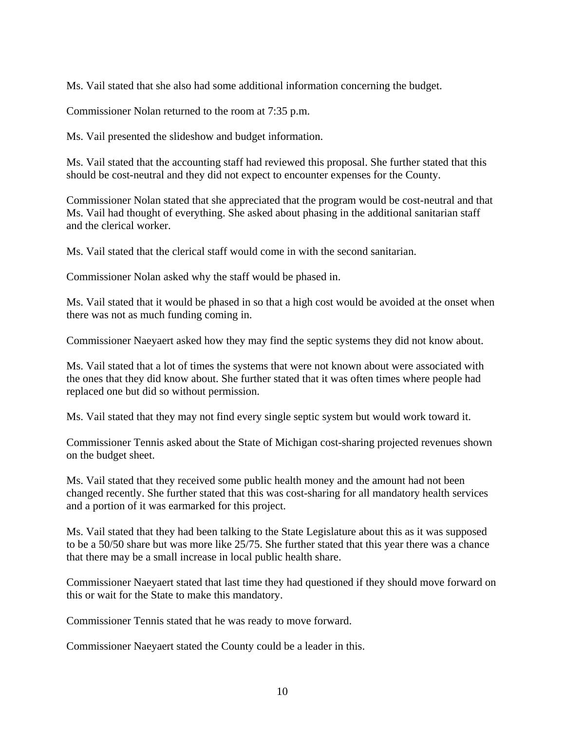Ms. Vail stated that she also had some additional information concerning the budget.

Commissioner Nolan returned to the room at 7:35 p.m.

Ms. Vail presented the slideshow and budget information.

Ms. Vail stated that the accounting staff had reviewed this proposal. She further stated that this should be cost-neutral and they did not expect to encounter expenses for the County.

Commissioner Nolan stated that she appreciated that the program would be cost-neutral and that Ms. Vail had thought of everything. She asked about phasing in the additional sanitarian staff and the clerical worker.

Ms. Vail stated that the clerical staff would come in with the second sanitarian.

Commissioner Nolan asked why the staff would be phased in.

Ms. Vail stated that it would be phased in so that a high cost would be avoided at the onset when there was not as much funding coming in.

Commissioner Naeyaert asked how they may find the septic systems they did not know about.

Ms. Vail stated that a lot of times the systems that were not known about were associated with the ones that they did know about. She further stated that it was often times where people had replaced one but did so without permission.

Ms. Vail stated that they may not find every single septic system but would work toward it.

Commissioner Tennis asked about the State of Michigan cost-sharing projected revenues shown on the budget sheet.

Ms. Vail stated that they received some public health money and the amount had not been changed recently. She further stated that this was cost-sharing for all mandatory health services and a portion of it was earmarked for this project.

Ms. Vail stated that they had been talking to the State Legislature about this as it was supposed to be a 50/50 share but was more like 25/75. She further stated that this year there was a chance that there may be a small increase in local public health share.

Commissioner Naeyaert stated that last time they had questioned if they should move forward on this or wait for the State to make this mandatory.

Commissioner Tennis stated that he was ready to move forward.

Commissioner Naeyaert stated the County could be a leader in this.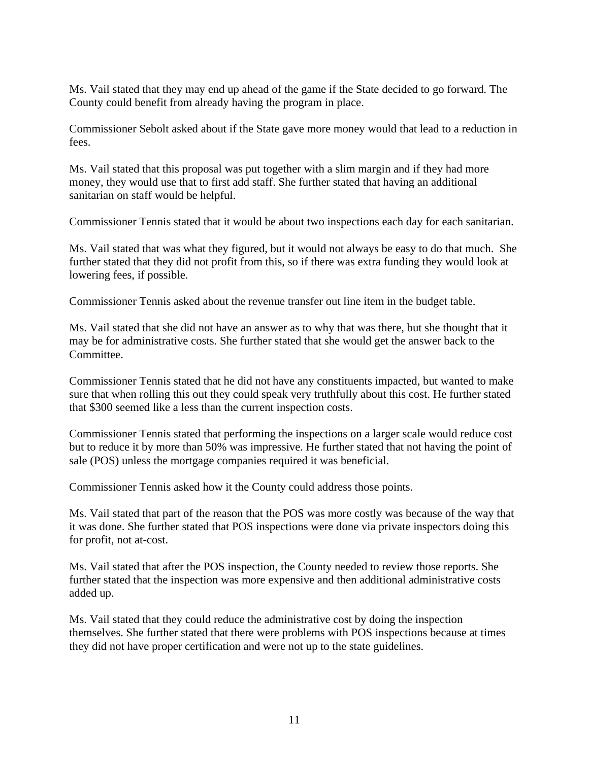Ms. Vail stated that they may end up ahead of the game if the State decided to go forward. The County could benefit from already having the program in place.

Commissioner Sebolt asked about if the State gave more money would that lead to a reduction in fees.

Ms. Vail stated that this proposal was put together with a slim margin and if they had more money, they would use that to first add staff. She further stated that having an additional sanitarian on staff would be helpful.

Commissioner Tennis stated that it would be about two inspections each day for each sanitarian.

Ms. Vail stated that was what they figured, but it would not always be easy to do that much. She further stated that they did not profit from this, so if there was extra funding they would look at lowering fees, if possible.

Commissioner Tennis asked about the revenue transfer out line item in the budget table.

Ms. Vail stated that she did not have an answer as to why that was there, but she thought that it may be for administrative costs. She further stated that she would get the answer back to the Committee.

Commissioner Tennis stated that he did not have any constituents impacted, but wanted to make sure that when rolling this out they could speak very truthfully about this cost. He further stated that $300 seemed like a less than the current inspection costs.

Commissioner Tennis stated that performing the inspections on a larger scale would reduce cost but to reduce it by more than 50% was impressive. He further stated that not having the point of sale (POS) unless the mortgage companies required it was beneficial.

Commissioner Tennis asked how it the County could address those points.

Ms. Vail stated that part of the reason that the POS was more costly was because of the way that it was done. She further stated that POS inspections were done via private inspectors doing this for profit, not at-cost.

Ms. Vail stated that after the POS inspection, the County needed to review those reports. She further stated that the inspection was more expensive and then additional administrative costs added up.

Ms. Vail stated that they could reduce the administrative cost by doing the inspection themselves. She further stated that there were problems with POS inspections because at times they did not have proper certification and were not up to the state guidelines.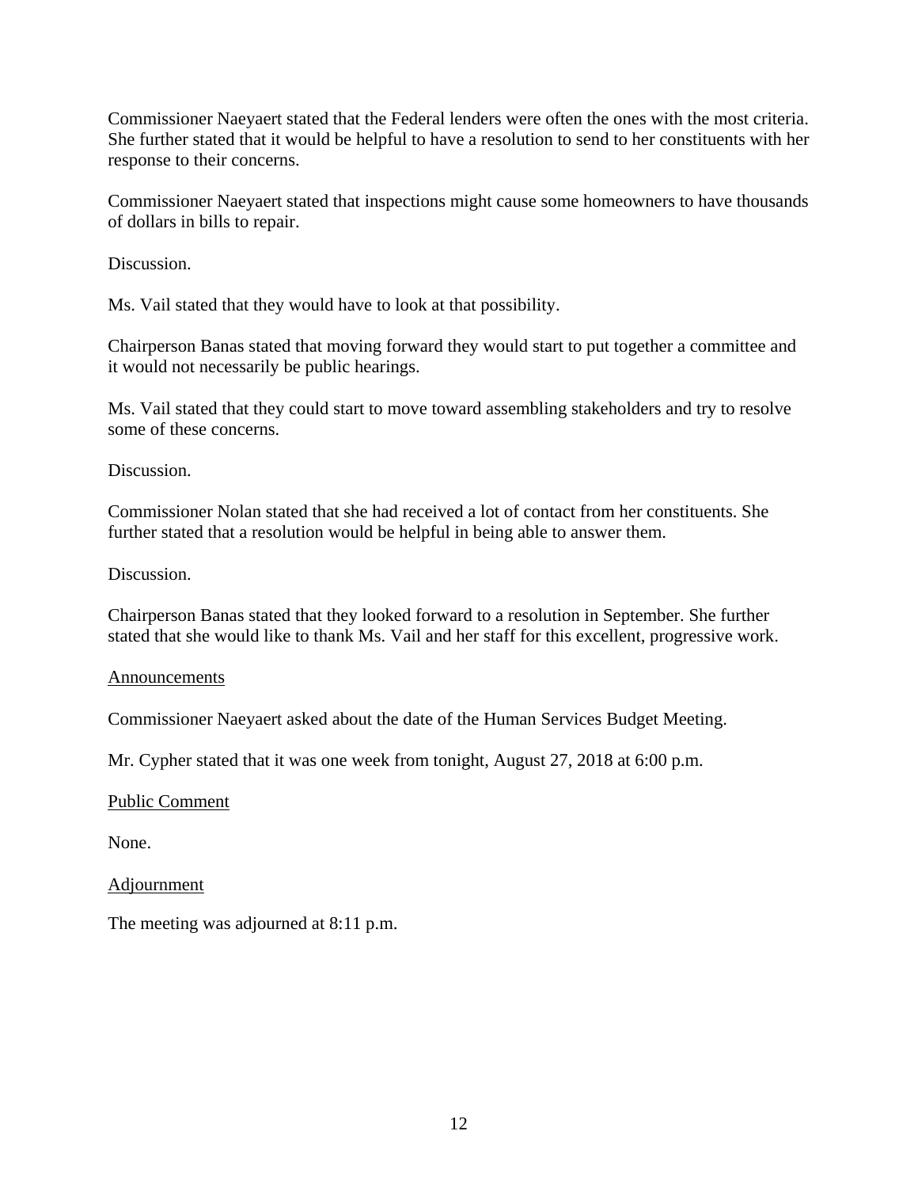Commissioner Naeyaert stated that the Federal lenders were often the ones with the most criteria. She further stated that it would be helpful to have a resolution to send to her constituents with her response to their concerns.

Commissioner Naeyaert stated that inspections might cause some homeowners to have thousands of dollars in bills to repair.

Discussion.

Ms. Vail stated that they would have to look at that possibility.

Chairperson Banas stated that moving forward they would start to put together a committee and it would not necessarily be public hearings.

Ms. Vail stated that they could start to move toward assembling stakeholders and try to resolve some of these concerns.

Discussion.

Commissioner Nolan stated that she had received a lot of contact from her constituents. She further stated that a resolution would be helpful in being able to answer them.

Discussion.

Chairperson Banas stated that they looked forward to a resolution in September. She further stated that she would like to thank Ms. Vail and her staff for this excellent, progressive work.

<u>Announcements</u>

Commissioner Naeyaert asked about the date of the Human Services Budget Meeting.

Mr. Cypher stated that it was one week from tonight, August 27, 2018 at 6:00 p.m.

<u>Public Comment</u>

None.

<u>Adjournment</u>

The meeting was adjourned at 8:11 p.m.